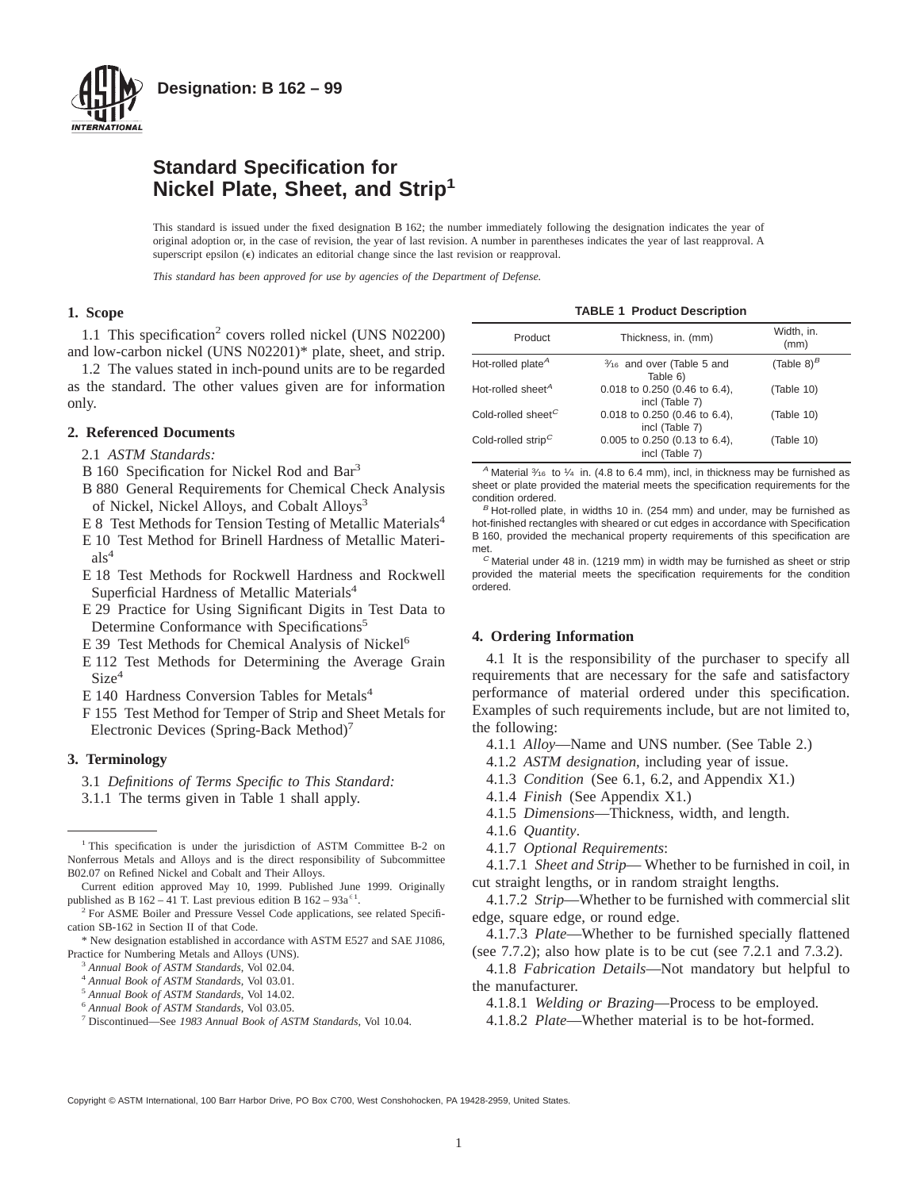**Designation: B 162 – 99**

# Standard Specification for Nickel Plate, Sheet, and Strip[1]

This standard is issued under the fixed designation B 162; the number immediately following the designation indicates the year of original adoption or, in the case of revision, the year of last revision. A number in parentheses indicates the year of last reapproval. A superscript epsilon (ε) indicates an editorial change since the last revision or reapproval.

*This standard has been approved for use by agencies of the Department of Defense.*

## 1. Scope

1.1 This specification[2] covers rolled nickel (UNS N02200) and low-carbon nickel (UNS N02201)* plate, sheet, and strip.

1.2 The values stated in inch-pound units are to be regarded as the standard. The other values given are for information only.

## 2. Referenced Documents

2.1 *ASTM Standards:*

B 160 Specification for Nickel Rod and Bar[3]

B 880 General Requirements for Chemical Check Analysis of Nickel, Nickel Alloys, and Cobalt Alloys[3]

E 8 Test Methods for Tension Testing of Metallic Materials[4]

E 10 Test Method for Brinell Hardness of Metallic Materials[4]

E 18 Test Methods for Rockwell Hardness and Rockwell Superficial Hardness of Metallic Materials[4]

E 29 Practice for Using Significant Digits in Test Data to Determine Conformance with Specifications[5]

E 39 Test Methods for Chemical Analysis of Nickel[6]

E 112 Test Methods for Determining the Average Grain Size[4]

E 140 Hardness Conversion Tables for Metals[4]

F 155 Test Method for Temper of Strip and Sheet Metals for Electronic Devices (Spring-Back Method)[7]

## 3. Terminology

3.1 *Definitions of Terms Specific to This Standard:*

3.1.1 The terms given in Table 1 shall apply.

**TABLE 1 Product Description**

| Product | Thickness, in. (mm) | Width, in. (mm) |
|---|---|---|
| Hot-rolled plate[A] | 3/16 and over (Table 5 and Table 6) | (Table 8)[B] |
| Hot-rolled sheet[A] | 0.018 to 0.250 (0.46 to 6.4), incl (Table 7) | (Table 10) |
| Cold-rolled sheet[C] | 0.018 to 0.250 (0.46 to 6.4), incl (Table 7) | (Table 10) |
| Cold-rolled strip[C] | 0.005 to 0.250 (0.13 to 6.4), incl (Table 7) | (Table 10) |

[A] Material 3/16 to 1/4 in. (4.8 to 6.4 mm), incl, in thickness may be furnished as sheet or plate provided the material meets the specification requirements for the condition ordered.

[B] Hot-rolled plate, in widths 10 in. (254 mm) and under, may be furnished as hot-finished rectangles with sheared or cut edges in accordance with Specification B 160, provided the mechanical property requirements of this specification are met.

[C] Material under 48 in. (1219 mm) in width may be furnished as sheet or strip provided the material meets the specification requirements for the condition ordered.

## 4. Ordering Information

4.1 It is the responsibility of the purchaser to specify all requirements that are necessary for the safe and satisfactory performance of material ordered under this specification. Examples of such requirements include, but are not limited to, the following:

4.1.1 *Alloy*—Name and UNS number. (See Table 2.)

4.1.2 *ASTM designation*, including year of issue.

4.1.3 *Condition* (See 6.1, 6.2, and Appendix X1.)

4.1.4 *Finish* (See Appendix X1.)

4.1.5 *Dimensions*—Thickness, width, and length.

4.1.6 *Quantity*.

4.1.7 *Optional Requirements*:

4.1.7.1 *Sheet and Strip*— Whether to be furnished in coil, in cut straight lengths, or in random straight lengths.

4.1.7.2 *Strip*—Whether to be furnished with commercial slit edge, square edge, or round edge.

4.1.7.3 *Plate*—Whether to be furnished specially flattened (see 7.7.2); also how plate is to be cut (see 7.2.1 and 7.3.2).

4.1.8 *Fabrication Details*—Not mandatory but helpful to the manufacturer.

4.1.8.1 *Welding or Brazing*—Process to be employed.

4.1.8.2 *Plate*—Whether material is to be hot-formed.

---

[1] This specification is under the jurisdiction of ASTM Committee B-2 on Nonferrous Metals and Alloys and is the direct responsibility of Subcommittee B02.07 on Refined Nickel and Cobalt and Their Alloys.

Current edition approved May 10, 1999. Published June 1999. Originally published as B 162 – 41 T. Last previous edition B 162 – 93a$^{\epsilon 1}$.

[2] For ASME Boiler and Pressure Vessel Code applications, see related Specification SB-162 in Section II of that Code.

\* New designation established in accordance with ASTM E527 and SAE J1086, Practice for Numbering Metals and Alloys (UNS).

[3] *Annual Book of ASTM Standards*, Vol 02.04.

[4] *Annual Book of ASTM Standards*, Vol 03.01.

[5] *Annual Book of ASTM Standards*, Vol 14.02.

[6] *Annual Book of ASTM Standards*, Vol 03.05.

[7] Discontinued—See *1983 Annual Book of ASTM Standards*, Vol 10.04.

Copyright © ASTM International, 100 Barr Harbor Drive, PO Box C700, West Conshohocken, PA 19428-2959, United States.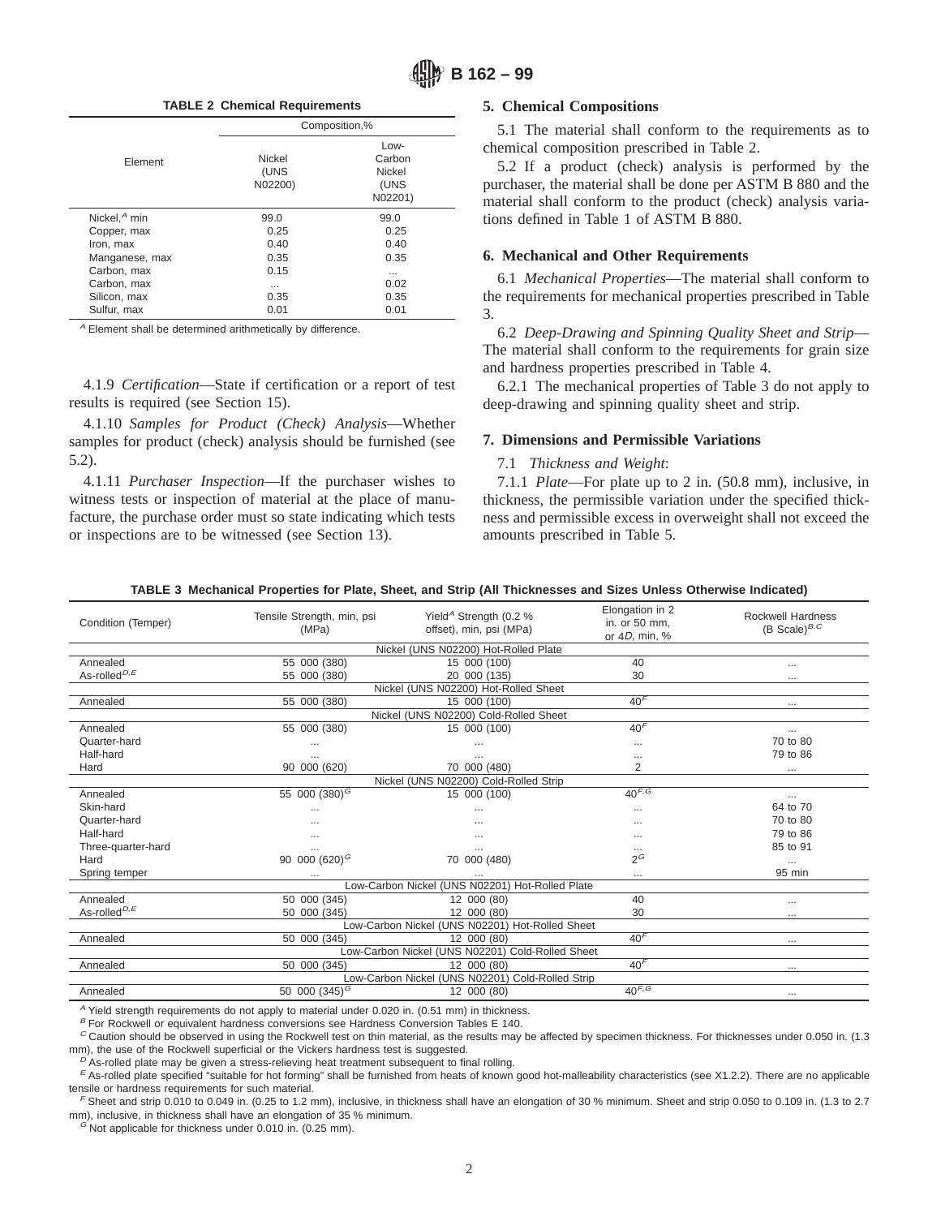**TABLE 2 Chemical Requirements**

| Element | Composition,% | |
|---|---|---|
| | Nickel (UNS N02200) | Low-Carbon Nickel (UNS N02201) |
| Nickel,[A] min | 99.0 | 99.0 |
| Copper, max | 0.25 | 0.25 |
| Iron, max | 0.40 | 0.40 |
| Manganese, max | 0.35 | 0.35 |
| Carbon, max | 0.15 | ... |
| Carbon, max | ... | 0.02 |
| Silicon, max | 0.35 | 0.35 |
| Sulfur, max | 0.01 | 0.01 |

[A] Element shall be determined arithmetically by difference.

4.1.9 *Certification*—State if certification or a report of test results is required (see Section 15).

4.1.10 *Samples for Product (Check) Analysis*—Whether samples for product (check) analysis should be furnished (see 5.2).

4.1.11 *Purchaser Inspection*—If the purchaser wishes to witness tests or inspection of material at the place of manufacture, the purchase order must so state indicating which tests or inspections are to be witnessed (see Section 13).

## 5. Chemical Compositions

5.1 The material shall conform to the requirements as to chemical composition prescribed in Table 2.

5.2 If a product (check) analysis is performed by the purchaser, the material shall be done per ASTM B 880 and the material shall conform to the product (check) analysis variations defined in Table 1 of ASTM B 880.

## 6. Mechanical and Other Requirements

6.1 *Mechanical Properties*—The material shall conform to the requirements for mechanical properties prescribed in Table 3.

6.2 *Deep-Drawing and Spinning Quality Sheet and Strip*—The material shall conform to the requirements for grain size and hardness properties prescribed in Table 4.

6.2.1 The mechanical properties of Table 3 do not apply to deep-drawing and spinning quality sheet and strip.

## 7. Dimensions and Permissible Variations

7.1 *Thickness and Weight*:

7.1.1 *Plate*—For plate up to 2 in. (50.8 mm), inclusive, in thickness, the permissible variation under the specified thickness and permissible excess in overweight shall not exceed the amounts prescribed in Table 5.

**TABLE 3 Mechanical Properties for Plate, Sheet, and Strip (All Thicknesses and Sizes Unless Otherwise Indicated)**

| Condition (Temper) | Tensile Strength, min, psi (MPa) | Yield[A] Strength (0.2 % offset), min, psi (MPa) | Elongation in 2 in. or 50 mm, or 4*D*, min, % | Rockwell Hardness (B Scale)[B,C] |
|---|---|---|---|---|
| | | Nickel (UNS N02200) Hot-Rolled Plate | | |
| Annealed | 55 000 (380) | 15 000 (100) | 40 | ... |
| As-rolled[D,E] | 55 000 (380) | 20 000 (135) | 30 | ... |
| | | Nickel (UNS N02200) Hot-Rolled Sheet | | |
| Annealed | 55 000 (380) | 15 000 (100) | 40[F] | ... |
| | | Nickel (UNS N02200) Cold-Rolled Sheet | | |
| Annealed | 55 000 (380) | 15 000 (100) | 40[F] | ... |
| Quarter-hard | ... | ... | ... | 70 to 80 |
| Half-hard | ... | ... | ... | 79 to 86 |
| Hard | 90 000 (620) | 70 000 (480) | 2 | ... |
| | | Nickel (UNS N02200) Cold-Rolled Strip | | |
| Annealed | 55 000 (380)[G] | 15 000 (100) | 40[F,G] | ... |
| Skin-hard | ... | ... | ... | 64 to 70 |
| Quarter-hard | ... | ... | ... | 70 to 80 |
| Half-hard | ... | ... | ... | 79 to 86 |
| Three-quarter-hard | ... | ... | ... | 85 to 91 |
| Hard | 90 000 (620)[G] | 70 000 (480) | 2[G] | ... |
| Spring temper | ... | ... | ... | 95 min |
| | | Low-Carbon Nickel (UNS N02201) Hot-Rolled Plate | | |
| Annealed | 50 000 (345) | 12 000 (80) | 40 | ... |
| As-rolled[D,E] | 50 000 (345) | 12 000 (80) | 30 | ... |
| | | Low-Carbon Nickel (UNS N02201) Hot-Rolled Sheet | | |
| Annealed | 50 000 (345) | 12 000 (80) | 40[F] | ... |
| | | Low-Carbon Nickel (UNS N02201) Cold-Rolled Sheet | | |
| Annealed | 50 000 (345) | 12 000 (80) | 40[F] | ... |
| | | Low-Carbon Nickel (UNS N02201) Cold-Rolled Strip | | |
| Annealed | 50 000 (345)[G] | 12 000 (80) | 40[F,G] | ... |

[A] Yield strength requirements do not apply to material under 0.020 in. (0.51 mm) in thickness.

[B] For Rockwell or equivalent hardness conversions see Hardness Conversion Tables E 140.

[C] Caution should be observed in using the Rockwell test on thin material, as the results may be affected by specimen thickness. For thicknesses under 0.050 in. (1.3 mm), the use of the Rockwell superficial or the Vickers hardness test is suggested.

[D] As-rolled plate may be given a stress-relieving heat treatment subsequent to final rolling.

[E] As-rolled plate specified "suitable for hot forming" shall be furnished from heats of known good hot-malleability characteristics (see X1.2.2). There are no applicable tensile or hardness requirements for such material.

[F] Sheet and strip 0.010 to 0.049 in. (0.25 to 1.2 mm), inclusive, in thickness shall have an elongation of 30 % minimum. Sheet and strip 0.050 to 0.109 in. (1.3 to 2.7 mm), inclusive, in thickness shall have an elongation of 35 % minimum.

[G] Not applicable for thickness under 0.010 in. (0.25 mm).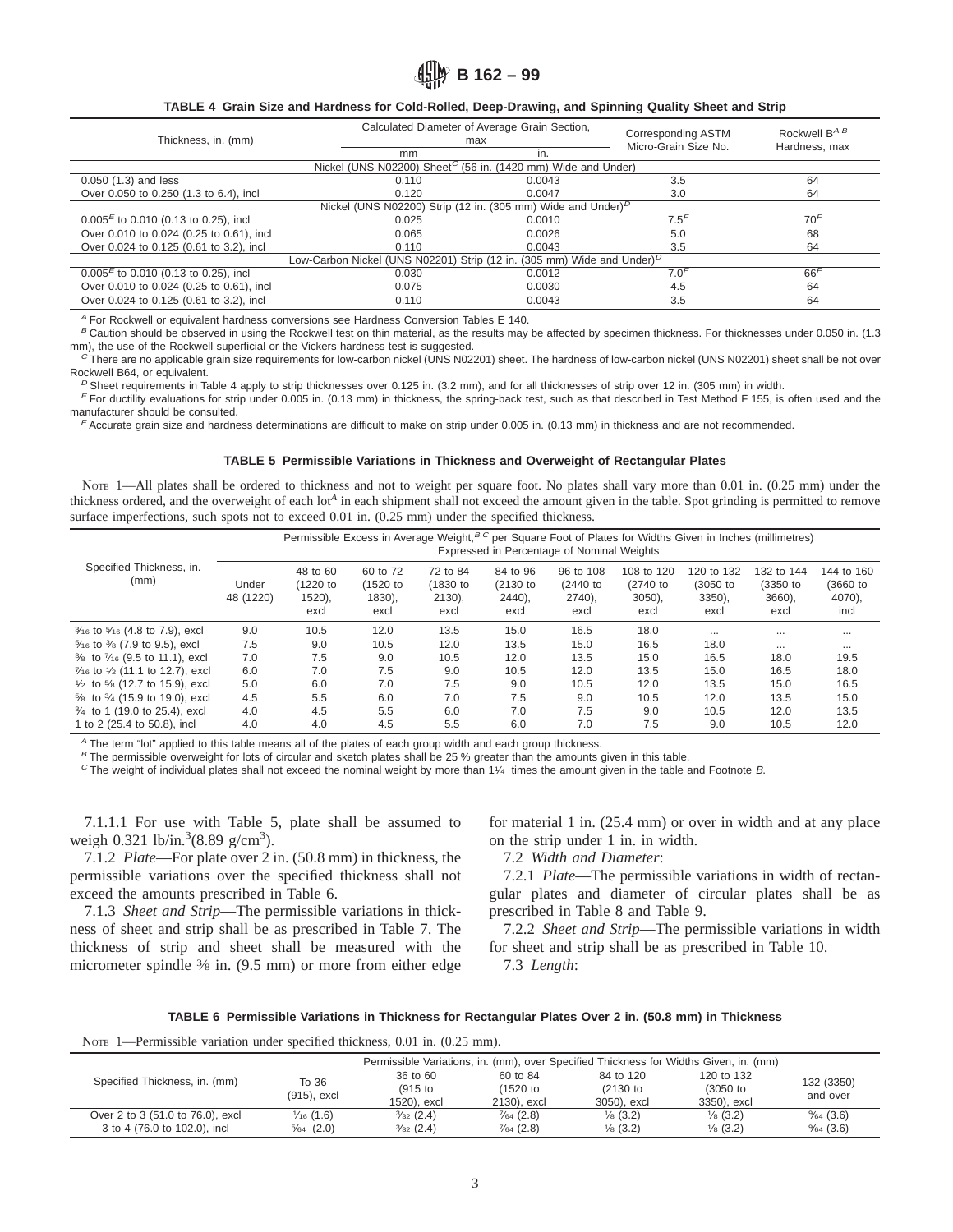**TABLE 4 Grain Size and Hardness for Cold-Rolled, Deep-Drawing, and Spinning Quality Sheet and Strip**

| Thickness, in. (mm) | Calculated Diameter of Average Grain Section, max | | Corresponding ASTM Micro-Grain Size No. | Rockwell B[A,B] Hardness, max |
|---|---|---|---|---|
| | mm | in. | | |
| Nickel (UNS N02200) Sheet[C] (56 in. (1420 mm) Wide and Under) | | | | |
| 0.050 (1.3) and less | 0.110 | 0.0043 | 3.5 | 64 |
| Over 0.050 to 0.250 (1.3 to 6.4), incl | 0.120 | 0.0047 | 3.0 | 64 |
| Nickel (UNS N02200) Strip (12 in. (305 mm) Wide and Under)[D] | | | | |
| 0.005[E] to 0.010 (0.13 to 0.25), incl | 0.025 | 0.0010 | 7.5[F] | 70[F] |
| Over 0.010 to 0.024 (0.25 to 0.61), incl | 0.065 | 0.0026 | 5.0 | 68 |
| Over 0.024 to 0.125 (0.61 to 3.2), incl | 0.110 | 0.0043 | 3.5 | 64 |
| Low-Carbon Nickel (UNS N02201) Strip (12 in. (305 mm) Wide and Under)[D] | | | | |
| 0.005[E] to 0.010 (0.13 to 0.25), incl | 0.030 | 0.0012 | 7.0[F] | 66[F] |
| Over 0.010 to 0.024 (0.25 to 0.61), incl | 0.075 | 0.0030 | 4.5 | 64 |
| Over 0.024 to 0.125 (0.61 to 3.2), incl | 0.110 | 0.0043 | 3.5 | 64 |

[A] For Rockwell or equivalent hardness conversions see Hardness Conversion Tables E 140.

[B] Caution should be observed in using the Rockwell test on thin material, as the results may be affected by specimen thickness. For thicknesses under 0.050 in. (1.3 mm), the use of the Rockwell superficial or the Vickers hardness test is suggested.

[C] There are no applicable grain size requirements for low-carbon nickel (UNS N02201) sheet. The hardness of low-carbon nickel (UNS N02201) sheet shall be not over Rockwell B64, or equivalent.

[D] Sheet requirements in Table 4 apply to strip thicknesses over 0.125 in. (3.2 mm), and for all thicknesses of strip over 12 in. (305 mm) in width.

[E] For ductility evaluations for strip under 0.005 in. (0.13 mm) in thickness, the spring-back test, such as that described in Test Method F 155, is often used and the manufacturer should be consulted.

[F] Accurate grain size and hardness determinations are difficult to make on strip under 0.005 in. (0.13 mm) in thickness and are not recommended.

**TABLE 5 Permissible Variations in Thickness and Overweight of Rectangular Plates**

NOTE 1—All plates shall be ordered to thickness and not to weight per square foot. No plates shall vary more than 0.01 in. (0.25 mm) under the thickness ordered, and the overweight of each lot[A] in each shipment shall not exceed the amount given in the table. Spot grinding is permitted to remove surface imperfections, such spots not to exceed 0.01 in. (0.25 mm) under the specified thickness.

| Specified Thickness, in. (mm) | Permissible Excess in Average Weight,[B,C] per Square Foot of Plates for Widths Given in Inches (millimetres) Expressed in Percentage of Nominal Weights | | | | | | | | | |
|---|---|---|---|---|---|---|---|---|---|---|
| | Under 48 (1220) | 48 to 60 (1220 to 1520), excl | 60 to 72 (1520 to 1830), excl | 72 to 84 (1830 to 2130), excl | 84 to 96 (2130 to 2440), excl | 96 to 108 (2440 to 2740), excl | 108 to 120 (2740 to 3050), excl | 120 to 132 (3050 to 3350), excl | 132 to 144 (3350 to 3660), excl | 144 to 160 (3660 to 4070), incl |
| 3⁄16 to 5⁄16 (4.8 to 7.9), excl | 9.0 | 10.5 | 12.0 | 13.5 | 15.0 | 16.5 | 18.0 | ... | ... | ... |
| 5⁄16 to 3⁄8 (7.9 to 9.5), excl | 7.5 | 9.0 | 10.5 | 12.0 | 13.5 | 15.0 | 16.5 | 18.0 | ... | ... |
| 3⁄8 to 7⁄16 (9.5 to 11.1), excl | 7.0 | 7.5 | 9.0 | 10.5 | 12.0 | 13.5 | 15.0 | 16.5 | 18.0 | 19.5 |
| 7⁄16 to 1⁄2 (11.1 to 12.7), excl | 6.0 | 7.0 | 7.5 | 9.0 | 10.5 | 12.0 | 13.5 | 15.0 | 16.5 | 18.0 |
| 1⁄2 to 5⁄8 (12.7 to 15.9), excl | 5.0 | 6.0 | 7.0 | 7.5 | 9.0 | 10.5 | 12.0 | 13.5 | 15.0 | 16.5 |
| 5⁄8 to 3⁄4 (15.9 to 19.0), excl | 4.5 | 5.5 | 6.0 | 7.0 | 7.5 | 9.0 | 10.5 | 12.0 | 13.5 | 15.0 |
| 3⁄4 to 1 (19.0 to 25.4), excl | 4.0 | 4.5 | 5.5 | 6.0 | 7.0 | 7.5 | 9.0 | 10.5 | 12.0 | 13.5 |
| 1 to 2 (25.4 to 50.8), incl | 4.0 | 4.0 | 4.5 | 5.5 | 6.0 | 7.0 | 7.5 | 9.0 | 10.5 | 12.0 |

[A] The term "lot" applied to this table means all of the plates of each group width and each group thickness.

[B] The permissible overweight for lots of circular and sketch plates shall be 25 % greater than the amounts given in this table.

[C] The weight of individual plates shall not exceed the nominal weight by more than 1¼ times the amount given in the table and Footnote B.

7.1.1.1 For use with Table 5, plate shall be assumed to weigh 0.321 lb/in.$^3$(8.89 g/cm$^3$).

7.1.2 *Plate*—For plate over 2 in. (50.8 mm) in thickness, the permissible variations over the specified thickness shall not exceed the amounts prescribed in Table 6.

7.1.3 *Sheet and Strip*—The permissible variations in thickness of sheet and strip shall be as prescribed in Table 7. The thickness of strip and sheet shall be measured with the micrometer spindle 3⁄8 in. (9.5 mm) or more from either edge for material 1 in. (25.4 mm) or over in width and at any place on the strip under 1 in. in width.

7.2 *Width and Diameter*:

7.2.1 *Plate*—The permissible variations in width of rectangular plates and diameter of circular plates shall be as prescribed in Table 8 and Table 9.

7.2.2 *Sheet and Strip*—The permissible variations in width for sheet and strip shall be as prescribed in Table 10.

7.3 *Length*:

**TABLE 6 Permissible Variations in Thickness for Rectangular Plates Over 2 in. (50.8 mm) in Thickness**

NOTE 1—Permissible variation under specified thickness, 0.01 in. (0.25 mm).

| Specified Thickness, in. (mm) | Permissible Variations, in. (mm), over Specified Thickness for Widths Given, in. (mm) | | | | | |
|---|---|---|---|---|---|---|
| | To 36 (915), excl | 36 to 60 (915 to 1520), excl | 60 to 84 (1520 to 2130), excl | 84 to 120 (2130 to 3050), excl | 120 to 132 (3050 to 3350), excl | 132 (3350) and over |
| Over 2 to 3 (51.0 to 76.0), excl | 1⁄16 (1.6) | 3⁄32 (2.4) | 7⁄64 (2.8) | 1⁄8 (3.2) | 1⁄8 (3.2) | 9⁄64 (3.6) |
| 3 to 4 (76.0 to 102.0), incl | 5⁄64 (2.0) | 3⁄32 (2.4) | 7⁄64 (2.8) | 1⁄8 (3.2) | 1⁄8 (3.2) | 9⁄64 (3.6) |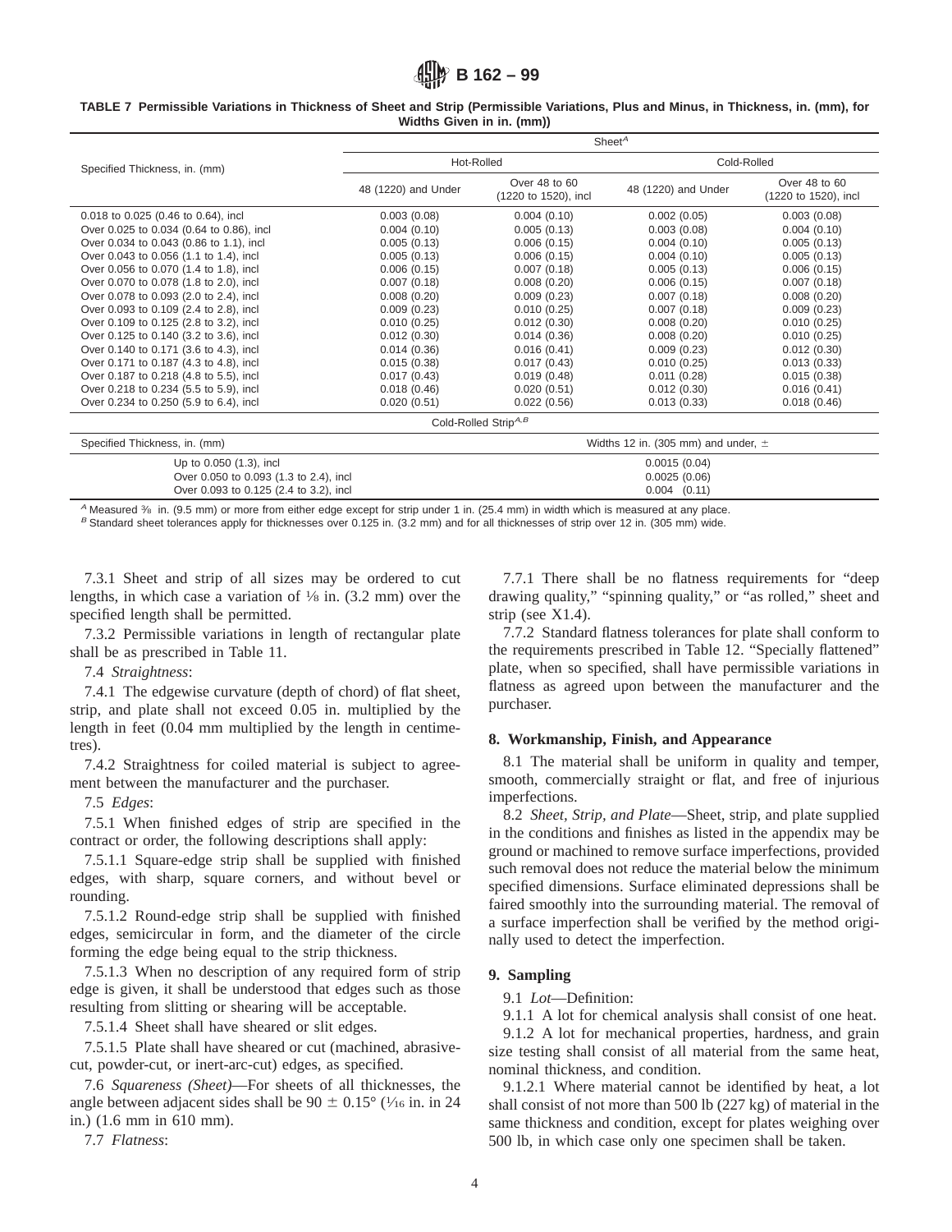TABLE 7 Permissible Variations in Thickness of Sheet and Strip (Permissible Variations, Plus and Minus, in Thickness, in. (mm), for Widths Given in in. (mm))

| Specified Thickness, in. (mm) | Sheet[A] | | | |
|---|---|---|---|---|
| | Hot-Rolled | | Cold-Rolled | |
| | 48 (1220) and Under | Over 48 to 60 (1220 to 1520), incl | 48 (1220) and Under | Over 48 to 60 (1220 to 1520), incl |
| 0.018 to 0.025 (0.46 to 0.64), incl | 0.003 (0.08) | 0.004 (0.10) | 0.002 (0.05) | 0.003 (0.08) |
| Over 0.025 to 0.034 (0.64 to 0.86), incl | 0.004 (0.10) | 0.005 (0.13) | 0.003 (0.08) | 0.004 (0.10) |
| Over 0.034 to 0.043 (0.86 to 1.1), incl | 0.005 (0.13) | 0.006 (0.15) | 0.004 (0.10) | 0.005 (0.13) |
| Over 0.043 to 0.056 (1.1 to 1.4), incl | 0.005 (0.13) | 0.006 (0.15) | 0.004 (0.10) | 0.005 (0.13) |
| Over 0.056 to 0.070 (1.4 to 1.8), incl | 0.006 (0.15) | 0.007 (0.18) | 0.005 (0.13) | 0.006 (0.15) |
| Over 0.070 to 0.078 (1.8 to 2.0), incl | 0.007 (0.18) | 0.008 (0.20) | 0.006 (0.15) | 0.007 (0.18) |
| Over 0.078 to 0.093 (2.0 to 2.4), incl | 0.008 (0.20) | 0.009 (0.23) | 0.007 (0.18) | 0.008 (0.20) |
| Over 0.093 to 0.109 (2.4 to 2.8), incl | 0.009 (0.23) | 0.010 (0.25) | 0.007 (0.18) | 0.009 (0.23) |
| Over 0.109 to 0.125 (2.8 to 3.2), incl | 0.010 (0.25) | 0.012 (0.30) | 0.008 (0.20) | 0.010 (0.25) |
| Over 0.125 to 0.140 (3.2 to 3.6), incl | 0.012 (0.30) | 0.014 (0.36) | 0.008 (0.20) | 0.010 (0.25) |
| Over 0.140 to 0.171 (3.6 to 4.3), incl | 0.014 (0.36) | 0.016 (0.41) | 0.009 (0.23) | 0.012 (0.30) |
| Over 0.171 to 0.187 (4.3 to 4.8), incl | 0.015 (0.38) | 0.017 (0.43) | 0.010 (0.25) | 0.013 (0.33) |
| Over 0.187 to 0.218 (4.8 to 5.5), incl | 0.017 (0.43) | 0.019 (0.48) | 0.011 (0.28) | 0.015 (0.38) |
| Over 0.218 to 0.234 (5.5 to 5.9), incl | 0.018 (0.46) | 0.020 (0.51) | 0.012 (0.30) | 0.016 (0.41) |
| Over 0.234 to 0.250 (5.9 to 6.4), incl | 0.020 (0.51) | 0.022 (0.56) | 0.013 (0.33) | 0.018 (0.46) |

Cold-Rolled Strip[A,B]

| Specified Thickness, in. (mm) | Widths 12 in. (305 mm) and under, ± |
|---|---|
| Up to 0.050 (1.3), incl | 0.0015 (0.04) |
| Over 0.050 to 0.093 (1.3 to 2.4), incl | 0.0025 (0.06) |
| Over 0.093 to 0.125 (2.4 to 3.2), incl | 0.004 (0.11) |

[A] Measured ⅜ in. (9.5 mm) or more from either edge except for strip under 1 in. (25.4 mm) in width which is measured at any place.

[B] Standard sheet tolerances apply for thicknesses over 0.125 in. (3.2 mm) and for all thicknesses of strip over 12 in. (305 mm) wide.

7.3.1 Sheet and strip of all sizes may be ordered to cut lengths, in which case a variation of ⅛ in. (3.2 mm) over the specified length shall be permitted.

7.3.2 Permissible variations in length of rectangular plate shall be as prescribed in Table 11.

7.4 *Straightness*:

7.4.1 The edgewise curvature (depth of chord) of flat sheet, strip, and plate shall not exceed 0.05 in. multiplied by the length in feet (0.04 mm multiplied by the length in centimetres).

7.4.2 Straightness for coiled material is subject to agreement between the manufacturer and the purchaser.

7.5 *Edges*:

7.5.1 When finished edges of strip are specified in the contract or order, the following descriptions shall apply:

7.5.1.1 Square-edge strip shall be supplied with finished edges, with sharp, square corners, and without bevel or rounding.

7.5.1.2 Round-edge strip shall be supplied with finished edges, semicircular in form, and the diameter of the circle forming the edge being equal to the strip thickness.

7.5.1.3 When no description of any required form of strip edge is given, it shall be understood that edges such as those resulting from slitting or shearing will be acceptable.

7.5.1.4 Sheet shall have sheared or slit edges.

7.5.1.5 Plate shall have sheared or cut (machined, abrasive-cut, powder-cut, or inert-arc-cut) edges, as specified.

7.6 *Squareness (Sheet)*—For sheets of all thicknesses, the angle between adjacent sides shall be 90 ± 0.15° (1⁄16 in. in 24 in.) (1.6 mm in 610 mm).

7.7 *Flatness*:

7.7.1 There shall be no flatness requirements for "deep drawing quality," "spinning quality," or "as rolled," sheet and strip (see X1.4).

7.7.2 Standard flatness tolerances for plate shall conform to the requirements prescribed in Table 12. "Specially flattened" plate, when so specified, shall have permissible variations in flatness as agreed upon between the manufacturer and the purchaser.

## 8. Workmanship, Finish, and Appearance

8.1 The material shall be uniform in quality and temper, smooth, commercially straight or flat, and free of injurious imperfections.

8.2 *Sheet, Strip, and Plate*—Sheet, strip, and plate supplied in the conditions and finishes as listed in the appendix may be ground or machined to remove surface imperfections, provided such removal does not reduce the material below the minimum specified dimensions. Surface eliminated depressions shall be faired smoothly into the surrounding material. The removal of a surface imperfection shall be verified by the method originally used to detect the imperfection.

## 9. Sampling

9.1 *Lot*—Definition:

9.1.1 A lot for chemical analysis shall consist of one heat.

9.1.2 A lot for mechanical properties, hardness, and grain size testing shall consist of all material from the same heat, nominal thickness, and condition.

9.1.2.1 Where material cannot be identified by heat, a lot shall consist of not more than 500 lb (227 kg) of material in the same thickness and condition, except for plates weighing over 500 lb, in which case only one specimen shall be taken.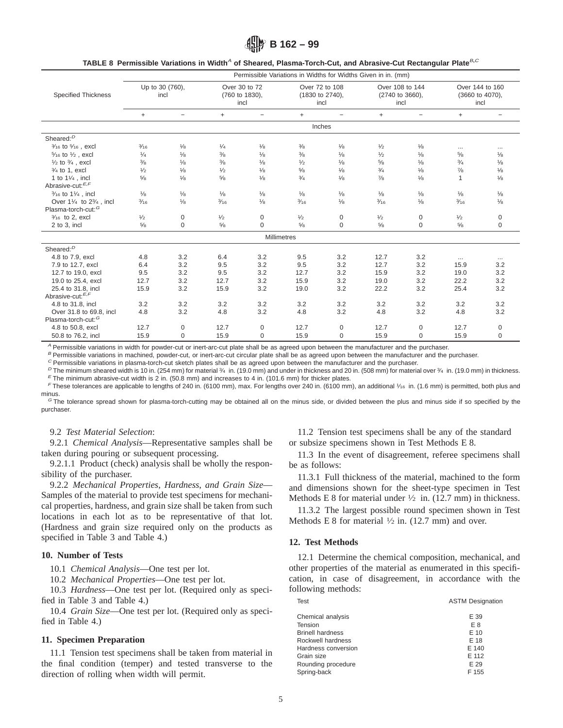**TABLE 8 Permissible Variations in Width[A] of Sheared, Plasma-Torch-Cut, and Abrasive-Cut Rectangular Plate[B,C]**

| Specified Thickness | Permissible Variations in Widths for Widths Given in in. (mm) | | | | | | | | | |
|---|---|---|---|---|---|---|---|---|---|---|
| | Up to 30 (760), incl | | Over 30 to 72 (760 to 1830), incl | | Over 72 to 108 (1830 to 2740), incl | | Over 108 to 144 (2740 to 3660), incl | | Over 144 to 160 (3660 to 4070), incl | |
| | + | − | + | − | + | − | + | − | + | − |
| | **Inches** | | | | | | | | | |
| Sheared:[D] | | | | | | | | | | |
| 3⁄16 to 5⁄16 , excl | 3⁄16 | 1⁄8 | 1⁄4 | 1⁄8 | 3⁄8 | 1⁄8 | 1⁄2 | 1⁄8 | ... | ... |
| 5⁄16 to 1⁄2 , excl | 1⁄4 | 1⁄8 | 3⁄8 | 1⁄8 | 3⁄8 | 1⁄8 | 1⁄2 | 1⁄8 | 5⁄8 | 1⁄8 |
| 1⁄2 to 3⁄4 , excl | 3⁄8 | 1⁄8 | 3⁄8 | 1⁄8 | 1⁄2 | 1⁄8 | 5⁄8 | 1⁄8 | 3⁄4 | 1⁄8 |
| 3⁄4 to 1, excl | 1⁄2 | 1⁄8 | 1⁄2 | 1⁄8 | 5⁄8 | 1⁄8 | 3⁄4 | 1⁄8 | 7⁄8 | 1⁄8 |
| 1 to 1 1⁄4 , incl | 5⁄8 | 1⁄8 | 5⁄8 | 1⁄8 | 3⁄4 | 1⁄8 | 7⁄8 | 1⁄8 | 1 | 1⁄8 |
| Abrasive-cut:[E,F] | | | | | | | | | | |
| 3⁄16 to 1 1⁄4 , incl | 1⁄8 | 1⁄8 | 1⁄8 | 1⁄8 | 1⁄8 | 1⁄8 | 1⁄8 | 1⁄8 | 1⁄8 | 1⁄8 |
| Over 1 1⁄4 to 2 3⁄4 , incl | 3⁄16 | 1⁄8 | 3⁄16 | 1⁄8 | 3⁄16 | 1⁄8 | 3⁄16 | 1⁄8 | 3⁄16 | 1⁄8 |
| Plasma-torch-cut:[G] | | | | | | | | | | |
| 3⁄16 to 2, excl | 1⁄2 | 0 | 1⁄2 | 0 | 1⁄2 | 0 | 1⁄2 | 0 | 1⁄2 | 0 |
| 2 to 3, incl | 5⁄8 | 0 | 5⁄8 | 0 | 5⁄8 | 0 | 5⁄8 | 0 | 5⁄8 | 0 |
| | **Millimetres** | | | | | | | | | |
| Sheared:[D] | | | | | | | | | | |
| 4.8 to 7.9, excl | 4.8 | 3.2 | 6.4 | 3.2 | 9.5 | 3.2 | 12.7 | 3.2 | ... | ... |
| 7.9 to 12.7, excl | 6.4 | 3.2 | 9.5 | 3.2 | 9.5 | 3.2 | 12.7 | 3.2 | 15.9 | 3.2 |
| 12.7 to 19.0, excl | 9.5 | 3.2 | 9.5 | 3.2 | 12.7 | 3.2 | 15.9 | 3.2 | 19.0 | 3.2 |
| 19.0 to 25.4, excl | 12.7 | 3.2 | 12.7 | 3.2 | 15.9 | 3.2 | 19.0 | 3.2 | 22.2 | 3.2 |
| 25.4 to 31.8, incl | 15.9 | 3.2 | 15.9 | 3.2 | 19.0 | 3.2 | 22.2 | 3.2 | 25.4 | 3.2 |
| Abrasive-cut:[E,F] | | | | | | | | | | |
| 4.8 to 31.8, incl | 3.2 | 3.2 | 3.2 | 3.2 | 3.2 | 3.2 | 3.2 | 3.2 | 3.2 | 3.2 |
| Over 31.8 to 69.8, incl | 4.8 | 3.2 | 4.8 | 3.2 | 4.8 | 3.2 | 4.8 | 3.2 | 4.8 | 3.2 |
| Plasma-torch-cut:[G] | | | | | | | | | | |
| 4.8 to 50.8, excl | 12.7 | 0 | 12.7 | 0 | 12.7 | 0 | 12.7 | 0 | 12.7 | 0 |
| 50.8 to 76.2, incl | 15.9 | 0 | 15.9 | 0 | 15.9 | 0 | 15.9 | 0 | 15.9 | 0 |

[A] Permissible variations in width for powder-cut or inert-arc-cut plate shall be as agreed upon between the manufacturer and the purchaser.
[B] Permissible variations in machined, powder-cut, or inert-arc-cut circular plate shall be as agreed upon between the manufacturer and the purchaser.
[C] Permissible variations in plasma-torch-cut sketch plates shall be as agreed upon between the manufacturer and the purchaser.
[D] The minimum sheared width is 10 in. (254 mm) for material 3⁄4 in. (19.0 mm) and under in thickness and 20 in. (508 mm) for material over 3⁄4 in. (19.0 mm) in thickness.
[E] The minimum abrasive-cut width is 2 in. (50.8 mm) and increases to 4 in. (101.6 mm) for thicker plates.
[F] These tolerances are applicable to lengths of 240 in. (6100 mm), max. For lengths over 240 in. (6100 mm), an additional 1⁄16 in. (1.6 mm) is permitted, both plus and minus.
[G] The tolerance spread shown for plasma-torch-cutting may be obtained all on the minus side, or divided between the plus and minus side if so specified by the purchaser.

9.2 *Test Material Selection*:

9.2.1 *Chemical Analysis*—Representative samples shall be taken during pouring or subsequent processing.

9.2.1.1 Product (check) analysis shall be wholly the responsibility of the purchaser.

9.2.2 *Mechanical Properties, Hardness, and Grain Size*—Samples of the material to provide test specimens for mechanical properties, hardness, and grain size shall be taken from such locations in each lot as to be representative of that lot. (Hardness and grain size required only on the products as specified in Table 3 and Table 4.)

## 10. Number of Tests

10.1 *Chemical Analysis*—One test per lot.

10.2 *Mechanical Properties*—One test per lot.

10.3 *Hardness*—One test per lot. (Required only as specified in Table 3 and Table 4.)

10.4 *Grain Size*—One test per lot. (Required only as specified in Table 4.)

## 11. Specimen Preparation

11.1 Tension test specimens shall be taken from material in the final condition (temper) and tested transverse to the direction of rolling when width will permit.

11.2 Tension test specimens shall be any of the standard or subsize specimens shown in Test Methods E 8.

11.3 In the event of disagreement, referee specimens shall be as follows:

11.3.1 Full thickness of the material, machined to the form and dimensions shown for the sheet-type specimen in Test Methods E 8 for material under 1⁄2 in. (12.7 mm) in thickness.

11.3.2 The largest possible round specimen shown in Test Methods E 8 for material 1⁄2 in. (12.7 mm) and over.

## 12. Test Methods

12.1 Determine the chemical composition, mechanical, and other properties of the material as enumerated in this specification, in case of disagreement, in accordance with the following methods:

| Test | ASTM Designation |
|---|---|
| Chemical analysis | E 39 |
| Tension | E 8 |
| Brinell hardness | E 10 |
| Rockwell hardness | E 18 |
| Hardness conversion | E 140 |
| Grain size | E 112 |
| Rounding procedure | E 29 |
| Spring-back | F 155 |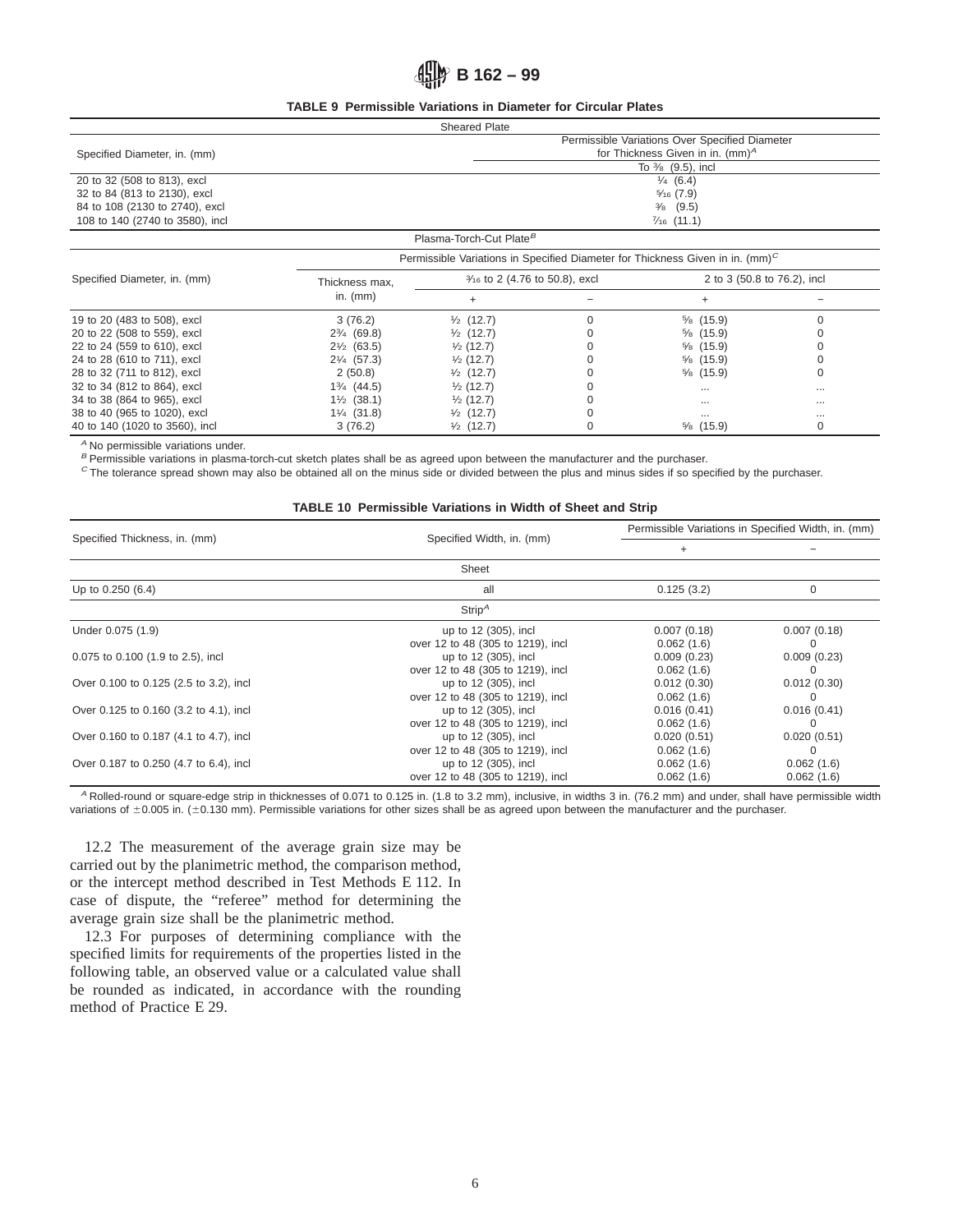**TABLE 9 Permissible Variations in Diameter for Circular Plates**

| Sheared Plate | | | | | |
|---|---|---|---|---|---|
| Specified Diameter, in. (mm) | | Permissible Variations Over Specified Diameter for Thickness Given in in. (mm)[A] To ⅜ (9.5), incl | | | |
| 20 to 32 (508 to 813), excl | | ¼ (6.4) | | | |
| 32 to 84 (813 to 2130), excl | | 5⁄16 (7.9) | | | |
| 84 to 108 (2130 to 2740), excl | | ⅜ (9.5) | | | |
| 108 to 140 (2740 to 3580), incl | | 7⁄16 (11.1) | | | |
| **Plasma-Torch-Cut Plate[B]** | | | | | |
| Specified Diameter, in. (mm) | Thickness max, in. (mm) | Permissible Variations in Specified Diameter for Thickness Given in in. (mm)[C] | | | |
| | | 3⁄16 to 2 (4.76 to 50.8), excl | | 2 to 3 (50.8 to 76.2), incl | |
| | | + | − | + | − |
| 19 to 20 (483 to 508), excl | 3 (76.2) | ½ (12.7) | 0 | ⅝ (15.9) | 0 |
| 20 to 22 (508 to 559), excl | 2¾ (69.8) | ½ (12.7) | 0 | ⅝ (15.9) | 0 |
| 22 to 24 (559 to 610), excl | 2½ (63.5) | ½ (12.7) | 0 | ⅝ (15.9) | 0 |
| 24 to 28 (610 to 711), excl | 2¼ (57.3) | ½ (12.7) | 0 | ⅝ (15.9) | 0 |
| 28 to 32 (711 to 812), excl | 2 (50.8) | ½ (12.7) | 0 | ⅝ (15.9) | 0 |
| 32 to 34 (812 to 864), excl | 1¾ (44.5) | ½ (12.7) | 0 | ... | ... |
| 34 to 38 (864 to 965), excl | 1½ (38.1) | ½ (12.7) | 0 | ... | ... |
| 38 to 40 (965 to 1020), excl | 1¼ (31.8) | ½ (12.7) | 0 | ... | ... |
| 40 to 140 (1020 to 3560), incl | 3 (76.2) | ½ (12.7) | 0 | ⅝ (15.9) | 0 |

[A] No permissible variations under.

[B] Permissible variations in plasma-torch-cut sketch plates shall be as agreed upon between the manufacturer and the purchaser.

[C] The tolerance spread shown may also be obtained all on the minus side or divided between the plus and minus sides if so specified by the purchaser.

**TABLE 10 Permissible Variations in Width of Sheet and Strip**

| Specified Thickness, in. (mm) | Specified Width, in. (mm) | Permissible Variations in Specified Width, in. (mm) + | − |
|---|---|---|---|
| **Sheet** | | | |
| Up to 0.250 (6.4) | all | 0.125 (3.2) | 0 |
| **Strip[A]** | | | |
| Under 0.075 (1.9) | up to 12 (305), incl | 0.007 (0.18) | 0.007 (0.18) |
| | over 12 to 48 (305 to 1219), incl | 0.062 (1.6) | 0 |
| 0.075 to 0.100 (1.9 to 2.5), incl | up to 12 (305), incl | 0.009 (0.23) | 0.009 (0.23) |
| | over 12 to 48 (305 to 1219), incl | 0.062 (1.6) | 0 |
| Over 0.100 to 0.125 (2.5 to 3.2), incl | up to 12 (305), incl | 0.012 (0.30) | 0.012 (0.30) |
| | over 12 to 48 (305 to 1219), incl | 0.062 (1.6) | 0 |
| Over 0.125 to 0.160 (3.2 to 4.1), incl | up to 12 (305), incl | 0.016 (0.41) | 0.016 (0.41) |
| | over 12 to 48 (305 to 1219), incl | 0.062 (1.6) | 0 |
| Over 0.160 to 0.187 (4.1 to 4.7), incl | up to 12 (305), incl | 0.020 (0.51) | 0.020 (0.51) |
| | over 12 to 48 (305 to 1219), incl | 0.062 (1.6) | 0 |
| Over 0.187 to 0.250 (4.7 to 6.4), incl | up to 12 (305), incl | 0.062 (1.6) | 0.062 (1.6) |
| | over 12 to 48 (305 to 1219), incl | 0.062 (1.6) | 0.062 (1.6) |

[A] Rolled-round or square-edge strip in thicknesses of 0.071 to 0.125 in. (1.8 to 3.2 mm), inclusive, in widths 3 in. (76.2 mm) and under, shall have permissible width variations of ±0.005 in. (±0.130 mm). Permissible variations for other sizes shall be as agreed upon between the manufacturer and the purchaser.

12.2 The measurement of the average grain size may be carried out by the planimetric method, the comparison method, or the intercept method described in Test Methods E 112. In case of dispute, the "referee" method for determining the average grain size shall be the planimetric method.

12.3 For purposes of determining compliance with the specified limits for requirements of the properties listed in the following table, an observed value or a calculated value shall be rounded as indicated, in accordance with the rounding method of Practice E 29.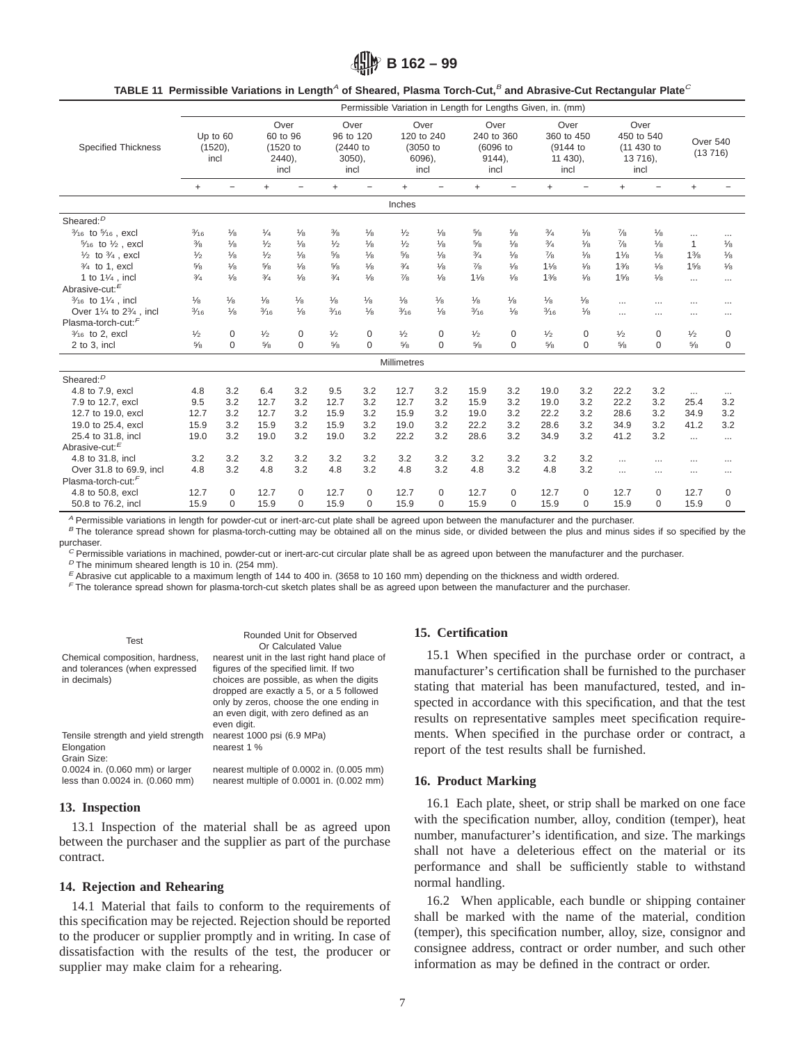TABLE 11 Permissible Variations in Length[A] of Sheared, Plasma Torch-Cut,[B] and Abrasive-Cut Rectangular Plate[C]

| Specified Thickness | Permissible Variation in Length for Lengths Given, in. (mm) | | | | | | | | | | | | | | | |
|---|---|---|---|---|---|---|---|---|---|---|---|---|---|---|---|---|
| | Up to 60 (1520), incl | | Over 60 to 96 (1520 to 2440), incl | | Over 96 to 120 (2440 to 3050), incl | | Over 120 to 240 (3050 to 6096), incl | | Over 240 to 360 (6096 to 9144), incl | | Over 360 to 450 (9144 to 11 430), incl | | Over 450 to 540 (11 430 to 13 716), incl | | Over 540 (13 716) | |
| | + | − | + | − | + | − | + | − | + | − | + | − | + | − | + | − |
| **Inches** | | | | | | | | | | | | | | | | |
| Sheared:[D] | | | | | | | | | | | | | | | | |
| 3⁄16 to 5⁄16 , excl | 3⁄16 | 1⁄8 | 1⁄4 | 1⁄8 | 3⁄8 | 1⁄8 | 1⁄2 | 1⁄8 | 5⁄8 | 1⁄8 | 3⁄4 | 1⁄8 | 7⁄8 | 1⁄8 | ... | ... |
| 5⁄16 to 1⁄2 , excl | 3⁄8 | 1⁄8 | 1⁄2 | 1⁄8 | 1⁄2 | 1⁄8 | 1⁄2 | 1⁄8 | 5⁄8 | 1⁄8 | 3⁄4 | 1⁄8 | 7⁄8 | 1⁄8 | 1 | 1⁄8 |
| 1⁄2 to 3⁄4 , excl | 1⁄2 | 1⁄8 | 1⁄2 | 1⁄8 | 5⁄8 | 1⁄8 | 5⁄8 | 1⁄8 | 3⁄4 | 1⁄8 | 7⁄8 | 1⁄8 | 1 1⁄8 | 1⁄8 | 1 3⁄8 | 1⁄8 |
| 3⁄4 to 1, excl | 5⁄8 | 1⁄8 | 5⁄8 | 1⁄8 | 5⁄8 | 1⁄8 | 3⁄4 | 1⁄8 | 7⁄8 | 1⁄8 | 1 1⁄8 | 1⁄8 | 1 3⁄8 | 1⁄8 | 1 5⁄8 | 1⁄8 |
| 1 to 1 1⁄4 , incl | 3⁄4 | 1⁄8 | 3⁄4 | 1⁄8 | 3⁄4 | 1⁄8 | 7⁄8 | 1⁄8 | 1 1⁄8 | 1⁄8 | 1 3⁄8 | 1⁄8 | 1 5⁄8 | 1⁄8 | ... | ... |
| Abrasive-cut:[E] | | | | | | | | | | | | | | | | |
| 3⁄16 to 1 1⁄4 , incl | 1⁄8 | 1⁄8 | 1⁄8 | 1⁄8 | 1⁄8 | 1⁄8 | 1⁄8 | 1⁄8 | 1⁄8 | 1⁄8 | 1⁄8 | 1⁄8 | ... | ... | ... | ... |
| Over 1 1⁄4 to 2 3⁄4 , incl | 3⁄16 | 1⁄8 | 3⁄16 | 1⁄8 | 3⁄16 | 1⁄8 | 3⁄16 | 1⁄8 | 3⁄16 | 1⁄8 | 3⁄16 | 1⁄8 | ... | ... | ... | ... |
| Plasma-torch-cut:[F] | | | | | | | | | | | | | | | | |
| 3⁄16 to 2, excl | 1⁄2 | 0 | 1⁄2 | 0 | 1⁄2 | 0 | 1⁄2 | 0 | 1⁄2 | 0 | 1⁄2 | 0 | 1⁄2 | 0 | 1⁄2 | 0 |
| 2 to 3, incl | 5⁄8 | 0 | 5⁄8 | 0 | 5⁄8 | 0 | 5⁄8 | 0 | 5⁄8 | 0 | 5⁄8 | 0 | 5⁄8 | 0 | 5⁄8 | 0 |
| **Millimetres** | | | | | | | | | | | | | | | | |
| Sheared:[D] | | | | | | | | | | | | | | | | |
| 4.8 to 7.9, excl | 4.8 | 3.2 | 6.4 | 3.2 | 9.5 | 3.2 | 12.7 | 3.2 | 15.9 | 3.2 | 19.0 | 3.2 | 22.2 | 3.2 | ... | ... |
| 7.9 to 12.7, excl | 9.5 | 3.2 | 12.7 | 3.2 | 12.7 | 3.2 | 12.7 | 3.2 | 15.9 | 3.2 | 19.0 | 3.2 | 22.2 | 3.2 | 25.4 | 3.2 |
| 12.7 to 19.0, excl | 12.7 | 3.2 | 12.7 | 3.2 | 15.9 | 3.2 | 15.9 | 3.2 | 19.0 | 3.2 | 22.2 | 3.2 | 28.6 | 3.2 | 34.9 | 3.2 |
| 19.0 to 25.4, excl | 15.9 | 3.2 | 15.9 | 3.2 | 15.9 | 3.2 | 19.0 | 3.2 | 22.2 | 3.2 | 28.6 | 3.2 | 34.9 | 3.2 | 41.2 | 3.2 |
| 25.4 to 31.8, incl | 19.0 | 3.2 | 19.0 | 3.2 | 19.0 | 3.2 | 22.2 | 3.2 | 28.6 | 3.2 | 34.9 | 3.2 | 41.2 | 3.2 | ... | ... |
| Abrasive-cut:[E] | | | | | | | | | | | | | | | | |
| 4.8 to 31.8, incl | 3.2 | 3.2 | 3.2 | 3.2 | 3.2 | 3.2 | 3.2 | 3.2 | 3.2 | 3.2 | 3.2 | 3.2 | ... | ... | ... | ... |
| Over 31.8 to 69.9, incl | 4.8 | 3.2 | 4.8 | 3.2 | 4.8 | 3.2 | 4.8 | 3.2 | 4.8 | 3.2 | 4.8 | 3.2 | ... | ... | ... | ... |
| Plasma-torch-cut:[F] | | | | | | | | | | | | | | | | |
| 4.8 to 50.8, excl | 12.7 | 0 | 12.7 | 0 | 12.7 | 0 | 12.7 | 0 | 12.7 | 0 | 12.7 | 0 | 12.7 | 0 | 12.7 | 0 |
| 50.8 to 76.2, incl | 15.9 | 0 | 15.9 | 0 | 15.9 | 0 | 15.9 | 0 | 15.9 | 0 | 15.9 | 0 | 15.9 | 0 | 15.9 | 0 |

[A] Permissible variations in length for powder-cut or inert-arc-cut plate shall be agreed upon between the manufacturer and the purchaser.

[B] The tolerance spread shown for plasma-torch-cutting may be obtained all on the minus side, or divided between the plus and minus sides if so specified by the purchaser.

[C] Permissible variations in machined, powder-cut or inert-arc-cut circular plate shall be as agreed upon between the manufacturer and the purchaser.

[D] The minimum sheared length is 10 in. (254 mm).

[E] Abrasive cut applicable to a maximum length of 144 to 400 in. (3658 to 10 160 mm) depending on the thickness and width ordered.

[F] The tolerance spread shown for plasma-torch-cut sketch plates shall be as agreed upon between the manufacturer and the purchaser.

| Test | Rounded Unit for Observed Or Calculated Value |
|---|---|
| Chemical composition, hardness, and tolerances (when expressed in decimals) | nearest unit in the last right hand place of figures of the specified limit. If two choices are possible, as when the digits dropped are exactly a 5, or a 5 followed only by zeros, choose the one ending in an even digit, with zero defined as an even digit. |
| Tensile strength and yield strength | nearest 1000 psi (6.9 MPa) |
| Elongation | nearest 1 % |
| Grain Size: | |
| 0.0024 in. (0.060 mm) or larger | nearest multiple of 0.0002 in. (0.005 mm) |
| less than 0.0024 in. (0.060 mm) | nearest multiple of 0.0001 in. (0.002 mm) |

## 13. Inspection

13.1 Inspection of the material shall be as agreed upon between the purchaser and the supplier as part of the purchase contract.

## 14. Rejection and Rehearing

14.1 Material that fails to conform to the requirements of this specification may be rejected. Rejection should be reported to the producer or supplier promptly and in writing. In case of dissatisfaction with the results of the test, the producer or supplier may make claim for a rehearing.

## 15. Certification

15.1 When specified in the purchase order or contract, a manufacturer's certification shall be furnished to the purchaser stating that material has been manufactured, tested, and inspected in accordance with this specification, and that the test results on representative samples meet specification requirements. When specified in the purchase order or contract, a report of the test results shall be furnished.

## 16. Product Marking

16.1 Each plate, sheet, or strip shall be marked on one face with the specification number, alloy, condition (temper), heat number, manufacturer's identification, and size. The markings shall not have a deleterious effect on the material or its performance and shall be sufficiently stable to withstand normal handling.

16.2 When applicable, each bundle or shipping container shall be marked with the name of the material, condition (temper), this specification number, alloy, size, consignor and consignee address, contract or order number, and such other information as may be defined in the contract or order.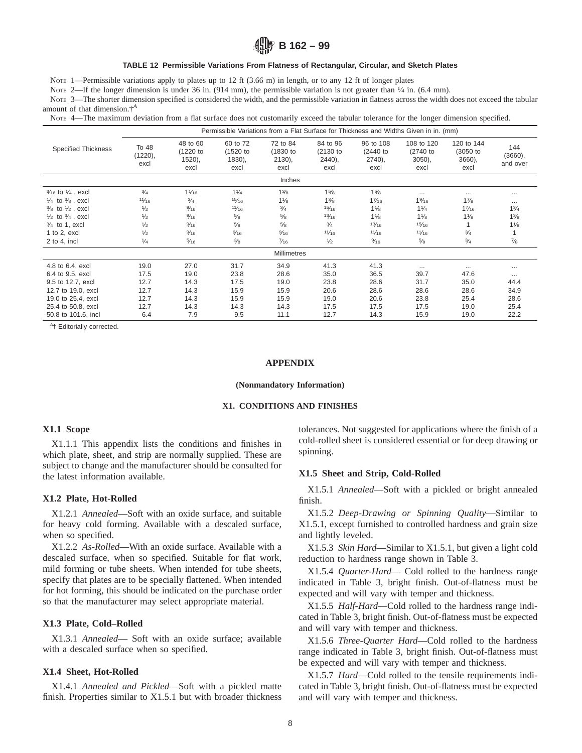**TABLE 12 Permissible Variations From Flatness of Rectangular, Circular, and Sketch Plates**

NOTE 1—Permissible variations apply to plates up to 12 ft (3.66 m) in length, or to any 12 ft of longer plates

NOTE 2—If the longer dimension is under 36 in. (914 mm), the permissible variation is not greater than ¼ in. (6.4 mm).

NOTE 3—The shorter dimension specified is considered the width, and the permissible variation in flatness across the width does not exceed the tabular amount of that dimension.†[A]

NOTE 4—The maximum deviation from a flat surface does not customarily exceed the tabular tolerance for the longer dimension specified.

| Specified Thickness | Permissible Variations from a Flat Surface for Thickness and Widths Given in in. (mm) | | | | | | | | |
|---|---|---|---|---|---|---|---|---|---|
| | To 48 (1220), excl | 48 to 60 (1220 to 1520), excl | 60 to 72 (1520 to 1830), excl | 72 to 84 (1830 to 2130), excl | 84 to 96 (2130 to 2440), excl | 96 to 108 (2440 to 2740), excl | 108 to 120 (2740 to 3050), excl | 120 to 144 (3050 to 3660), excl | 144 (3660), and over |
| | | | | | Inches | | | | |
| 3⁄16 to ¼ , excl | ¾ | 1 1⁄16 | 1¼ | 1⅜ | 1⅝ | 1⅝ | ... | ... | ... |
| ¼ to ⅜ , excl | 11⁄16 | ¾ | 15⁄16 | 1⅛ | 1⅜ | 1 7⁄16 | 1 9⁄16 | 1⅞ | ... |
| ⅜ to ½ , excl | ½ | 9⁄16 | 11⁄16 | ¾ | 15⁄16 | 1⅛ | 1¼ | 1 7⁄16 | 1¾ |
| ½ to ¾ , excl | ½ | 9⁄16 | ⅝ | ⅝ | 13⁄16 | 1⅛ | 1⅛ | 1⅛ | 1⅜ |
| ¾ to 1, excl | ½ | 9⁄16 | ⅝ | ⅝ | ¾ | 13⁄16 | 15⁄16 | 1 | 1⅛ |
| 1 to 2, excl | ½ | 9⁄16 | 9⁄16 | 9⁄16 | 11⁄16 | 11⁄16 | 11⁄16 | ¾ | 1 |
| 2 to 4, incl | ¼ | 5⁄16 | ⅜ | 7⁄16 | ½ | 9⁄16 | ⅝ | ¾ | ⅞ |
| | | | | | Millimetres | | | | |
| 4.8 to 6.4, excl | 19.0 | 27.0 | 31.7 | 34.9 | 41.3 | 41.3 | ... | ... | ... |
| 6.4 to 9.5, excl | 17.5 | 19.0 | 23.8 | 28.6 | 35.0 | 36.5 | 39.7 | 47.6 | ... |
| 9.5 to 12.7, excl | 12.7 | 14.3 | 17.5 | 19.0 | 23.8 | 28.6 | 31.7 | 35.0 | 44.4 |
| 12.7 to 19.0, excl | 12.7 | 14.3 | 15.9 | 15.9 | 20.6 | 28.6 | 28.6 | 28.6 | 34.9 |
| 19.0 to 25.4, excl | 12.7 | 14.3 | 15.9 | 15.9 | 19.0 | 20.6 | 23.8 | 25.4 | 28.6 |
| 25.4 to 50.8, excl | 12.7 | 14.3 | 14.3 | 14.3 | 17.5 | 17.5 | 17.5 | 19.0 | 25.4 |
| 50.8 to 101.6, incl | 6.4 | 7.9 | 9.5 | 11.1 | 12.7 | 14.3 | 15.9 | 19.0 | 22.2 |

[A]† Editorially corrected.

# APPENDIX

**(Nonmandatory Information)**

## X1. CONDITIONS AND FINISHES

### X1.1 Scope

X1.1.1 This appendix lists the conditions and finishes in which plate, sheet, and strip are normally supplied. These are subject to change and the manufacturer should be consulted for the latest information available.

### X1.2 Plate, Hot-Rolled

X1.2.1 *Annealed*—Soft with an oxide surface, and suitable for heavy cold forming. Available with a descaled surface, when so specified.

X1.2.2 *As-Rolled*—With an oxide surface. Available with a descaled surface, when so specified. Suitable for flat work, mild forming or tube sheets. When intended for tube sheets, specify that plates are to be specially flattened. When intended for hot forming, this should be indicated on the purchase order so that the manufacturer may select appropriate material.

### X1.3 Plate, Cold–Rolled

X1.3.1 *Annealed*— Soft with an oxide surface; available with a descaled surface when so specified.

### X1.4 Sheet, Hot-Rolled

X1.4.1 *Annealed and Pickled*—Soft with a pickled matte finish. Properties similar to X1.5.1 but with broader thickness tolerances. Not suggested for applications where the finish of a cold-rolled sheet is considered essential or for deep drawing or spinning.

### X1.5 Sheet and Strip, Cold-Rolled

X1.5.1 *Annealed*—Soft with a pickled or bright annealed finish.

X1.5.2 *Deep-Drawing or Spinning Quality*—Similar to X1.5.1, except furnished to controlled hardness and grain size and lightly leveled.

X1.5.3 *Skin Hard*—Similar to X1.5.1, but given a light cold reduction to hardness range shown in Table 3.

X1.5.4 *Quarter-Hard*— Cold rolled to the hardness range indicated in Table 3, bright finish. Out-of-flatness must be expected and will vary with temper and thickness.

X1.5.5 *Half-Hard*—Cold rolled to the hardness range indicated in Table 3, bright finish. Out-of-flatness must be expected and will vary with temper and thickness.

X1.5.6 *Three-Quarter Hard*—Cold rolled to the hardness range indicated in Table 3, bright finish. Out-of-flatness must be expected and will vary with temper and thickness.

X1.5.7 *Hard*—Cold rolled to the tensile requirements indicated in Table 3, bright finish. Out-of-flatness must be expected and will vary with temper and thickness.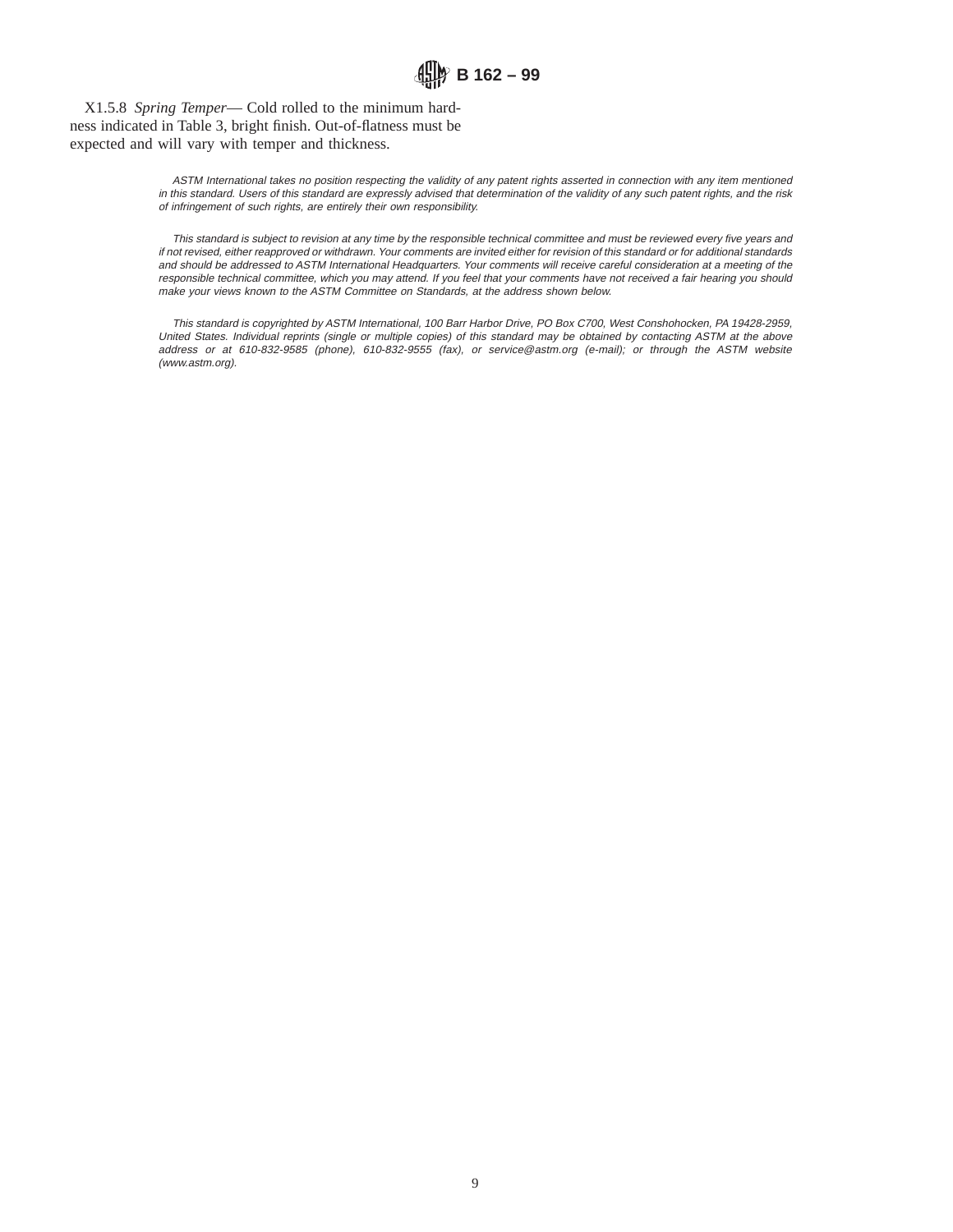X1.5.8 *Spring Temper*— Cold rolled to the minimum hardness indicated in Table 3, bright finish. Out-of-flatness must be expected and will vary with temper and thickness.

*ASTM International takes no position respecting the validity of any patent rights asserted in connection with any item mentioned in this standard. Users of this standard are expressly advised that determination of the validity of any such patent rights, and the risk of infringement of such rights, are entirely their own responsibility.*

*This standard is subject to revision at any time by the responsible technical committee and must be reviewed every five years and if not revised, either reapproved or withdrawn. Your comments are invited either for revision of this standard or for additional standards and should be addressed to ASTM International Headquarters. Your comments will receive careful consideration at a meeting of the responsible technical committee, which you may attend. If you feel that your comments have not received a fair hearing you should make your views known to the ASTM Committee on Standards, at the address shown below.*

*This standard is copyrighted by ASTM International, 100 Barr Harbor Drive, PO Box C700, West Conshohocken, PA 19428-2959, United States. Individual reprints (single or multiple copies) of this standard may be obtained by contacting ASTM at the above address or at 610-832-9585 (phone), 610-832-9555 (fax), or service@astm.org (e-mail); or through the ASTM website (www.astm.org).*